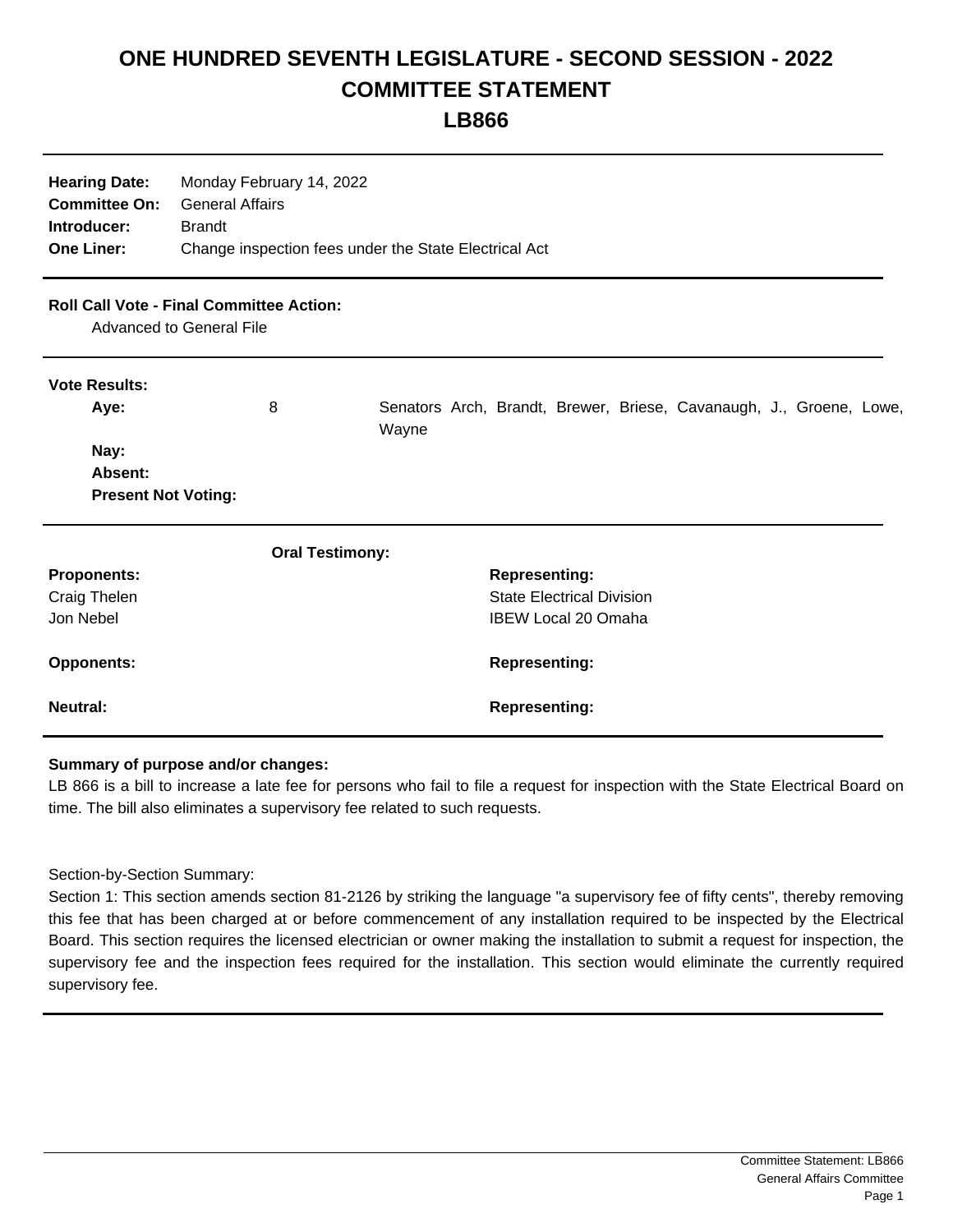# ONE HUNDRED SEVENTH LEGISLATURE - SECOND SESSION - 2022
# COMMITTEE STATEMENT
# LB866

**Hearing Date:** Monday February 14, 2022
**Committee On:** General Affairs
**Introducer:** Brandt
**One Liner:** Change inspection fees under the State Electrical Act

**Roll Call Vote - Final Committee Action:**
Advanced to General File

**Vote Results:**

| | | |
|---|---|---|
| **Aye:** | 8 | Senators Arch, Brandt, Brewer, Briese, Cavanaugh, J., Groene, Lowe, Wayne |
| **Nay:** | | |
| **Absent:** | | |
| **Present Not Voting:** | | |

**Oral Testimony:**

| **Proponents:** | **Representing:** |
|---|---|
| Craig Thelen | State Electrical Division |
| Jon Nebel | IBEW Local 20 Omaha |
| **Opponents:** | **Representing:** |
| **Neutral:** | **Representing:** |

**Summary of purpose and/or changes:**

LB 866 is a bill to increase a late fee for persons who fail to file a request for inspection with the State Electrical Board on time. The bill also eliminates a supervisory fee related to such requests.

Section-by-Section Summary:

Section 1: This section amends section 81-2126 by striking the language "a supervisory fee of fifty cents", thereby removing this fee that has been charged at or before commencement of any installation required to be inspected by the Electrical Board. This section requires the licensed electrician or owner making the installation to submit a request for inspection, the supervisory fee and the inspection fees required for the installation. This section would eliminate the currently required supervisory fee.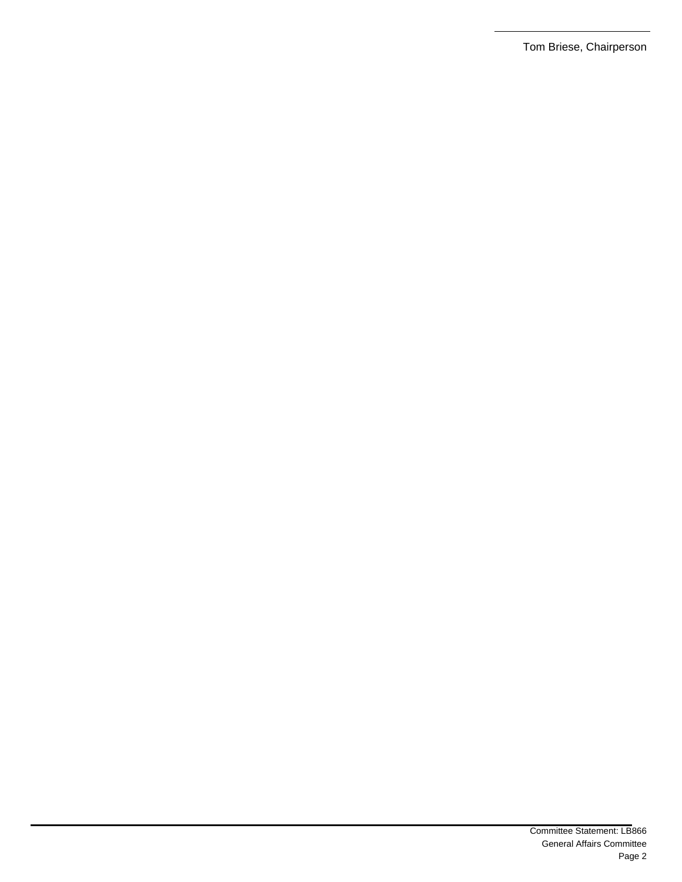Tom Briese, Chairperson